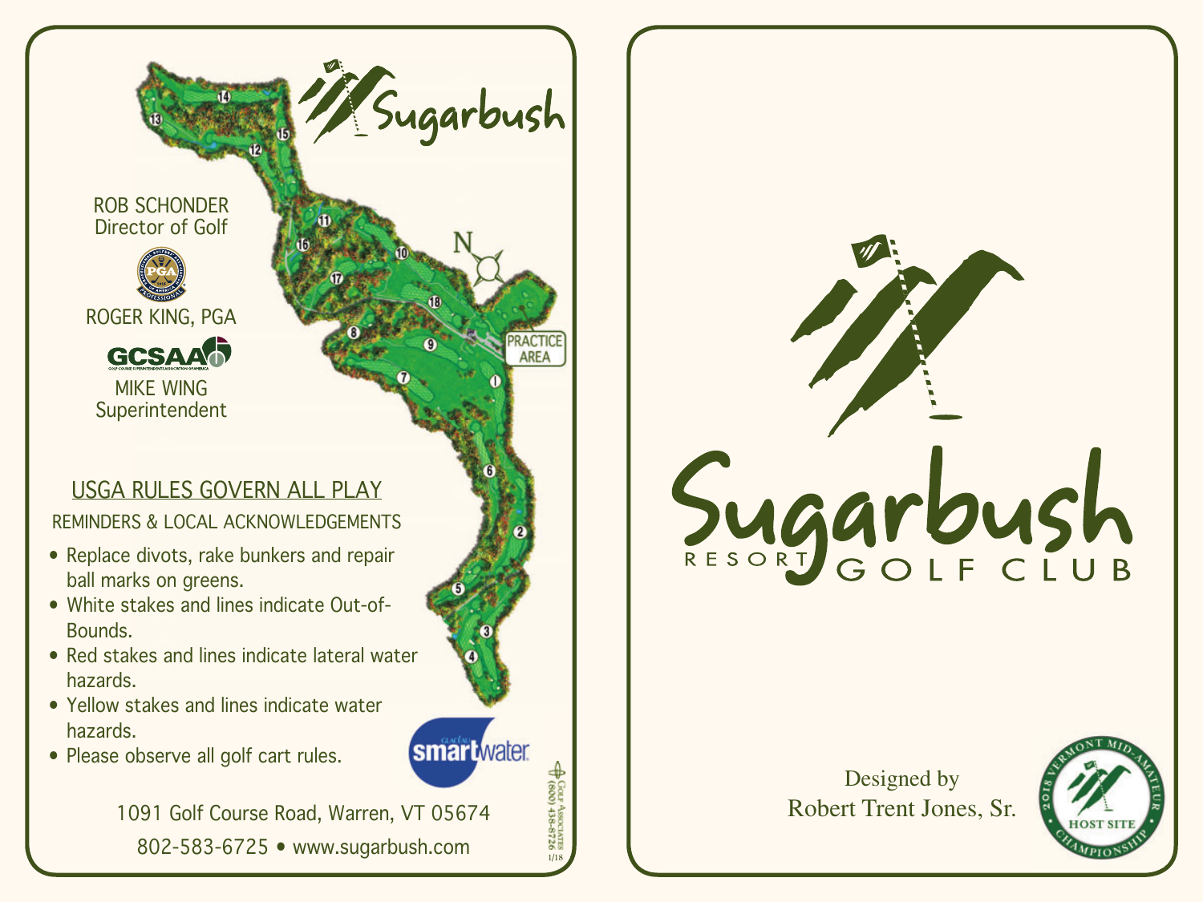# Sugarbush

ROB SCHONDER
Director of Golf

ROGER KING, PGA

MIKE WING
Superintendent

## USGA RULES GOVERN ALL PLAY

REMINDERS & LOCAL ACKNOWLEDGEMENTS

- Replace divots, rake bunkers and repair ball marks on greens.
- White stakes and lines indicate Out-of-Bounds.
- Red stakes and lines indicate lateral water hazards.
- Yellow stakes and lines indicate water hazards.
- Please observe all golf cart rules.

1091 Golf Course Road, Warren, VT 05674

802-583-6725 • www.sugarbush.com

# Sugarbush RESORT GOLF CLUB

Designed by
Robert Trent Jones, Sr.

2018 VERMONT MID-AMATEUR CHAMPIONSHIP HOST SITE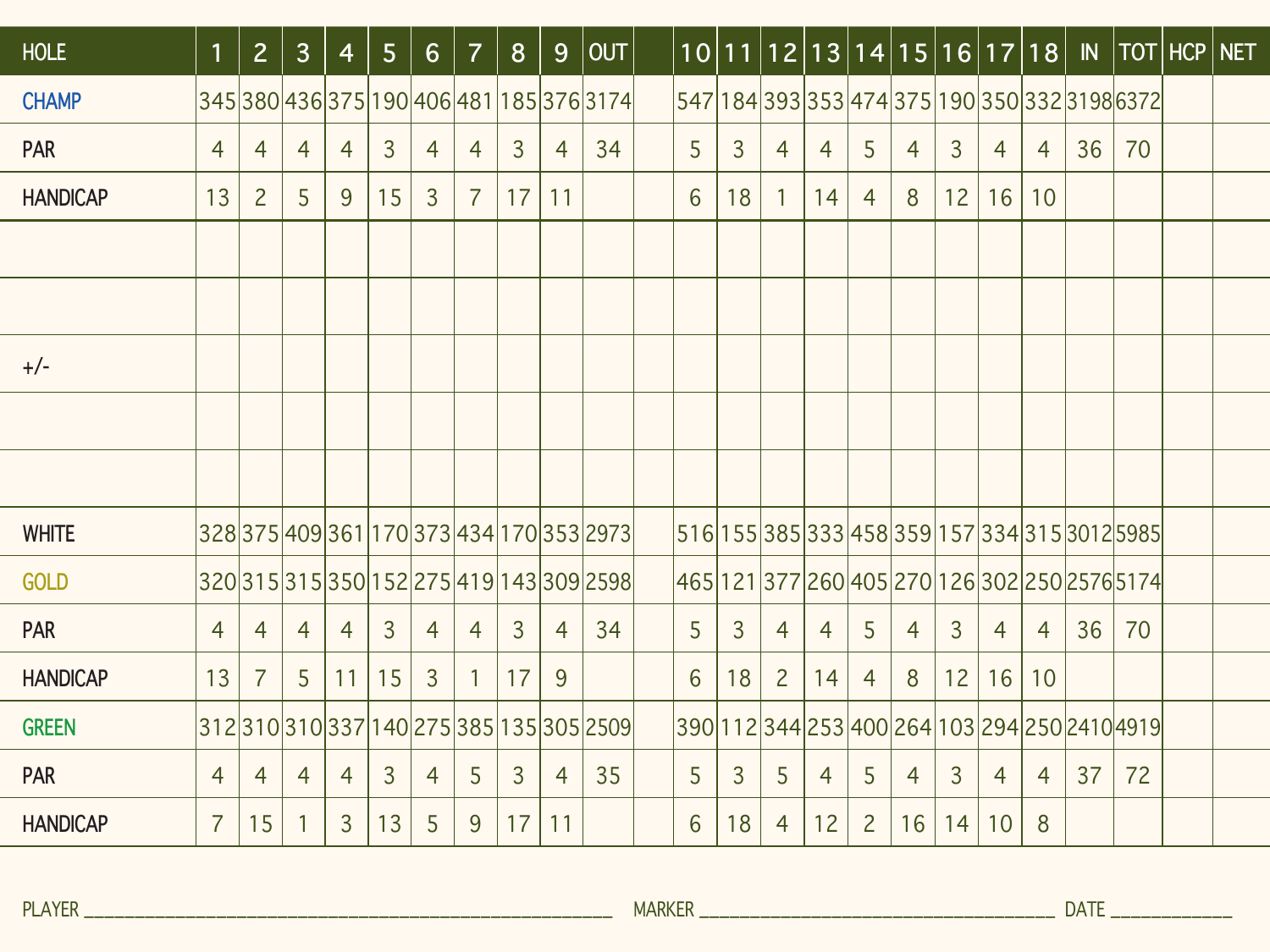| HOLE | 1 | 2 | 3 | 4 | 5 | 6 | 7 | 8 | 9 | OUT | | 10 | 11 | 12 | 13 | 14 | 15 | 16 | 17 | 18 | IN | TOT | HCP | NET |
|---|---|---|---|---|---|---|---|---|---|---|---|---|---|---|---|---|---|---|---|---|---|---|---|---|
| CHAMP | 345 | 380 | 436 | 375 | 190 | 406 | 481 | 185 | 376 | 3174 | | 547 | 184 | 393 | 353 | 474 | 375 | 190 | 350 | 332 | 3198 | 6372 | | |
| PAR | 4 | 4 | 4 | 4 | 3 | 4 | 4 | 3 | 4 | 34 | | 5 | 3 | 4 | 4 | 5 | 4 | 3 | 4 | 4 | 36 | 70 | | |
| HANDICAP | 13 | 2 | 5 | 9 | 15 | 3 | 7 | 17 | 11 | | | 6 | 18 | 1 | 14 | 4 | 8 | 12 | 16 | 10 | | | | |
| | | | | | | | | | | | | | | | | | | | | | | | | |
| | | | | | | | | | | | | | | | | | | | | | | | | |
| +/- | | | | | | | | | | | | | | | | | | | | | | | | |
| | | | | | | | | | | | | | | | | | | | | | | | | |
| | | | | | | | | | | | | | | | | | | | | | | | | |
| WHITE | 328 | 375 | 409 | 361 | 170 | 373 | 434 | 170 | 353 | 2973 | | 516 | 155 | 385 | 333 | 458 | 359 | 157 | 334 | 315 | 3012 | 5985 | | |
| GOLD | 320 | 315 | 315 | 350 | 152 | 275 | 419 | 143 | 309 | 2598 | | 465 | 121 | 377 | 260 | 405 | 270 | 126 | 302 | 250 | 2576 | 5174 | | |
| PAR | 4 | 4 | 4 | 4 | 3 | 4 | 4 | 3 | 4 | 34 | | 5 | 3 | 4 | 4 | 5 | 4 | 3 | 4 | 4 | 36 | 70 | | |
| HANDICAP | 13 | 7 | 5 | 11 | 15 | 3 | 1 | 17 | 9 | | | 6 | 18 | 2 | 14 | 4 | 8 | 12 | 16 | 10 | | | | |
| GREEN | 312 | 310 | 310 | 337 | 140 | 275 | 385 | 135 | 305 | 2509 | | 390 | 112 | 344 | 253 | 400 | 264 | 103 | 294 | 250 | 2410 | 4919 | | |
| PAR | 4 | 4 | 4 | 4 | 3 | 4 | 5 | 3 | 4 | 35 | | 5 | 3 | 5 | 4 | 5 | 4 | 3 | 4 | 4 | 37 | 72 | | |
| HANDICAP | 7 | 15 | 1 | 3 | 13 | 5 | 9 | 17 | 11 | | | 6 | 18 | 4 | 12 | 2 | 16 | 14 | 10 | 8 | | | | |

PLAYER ____________________ MARKER ____________________ DATE ____________